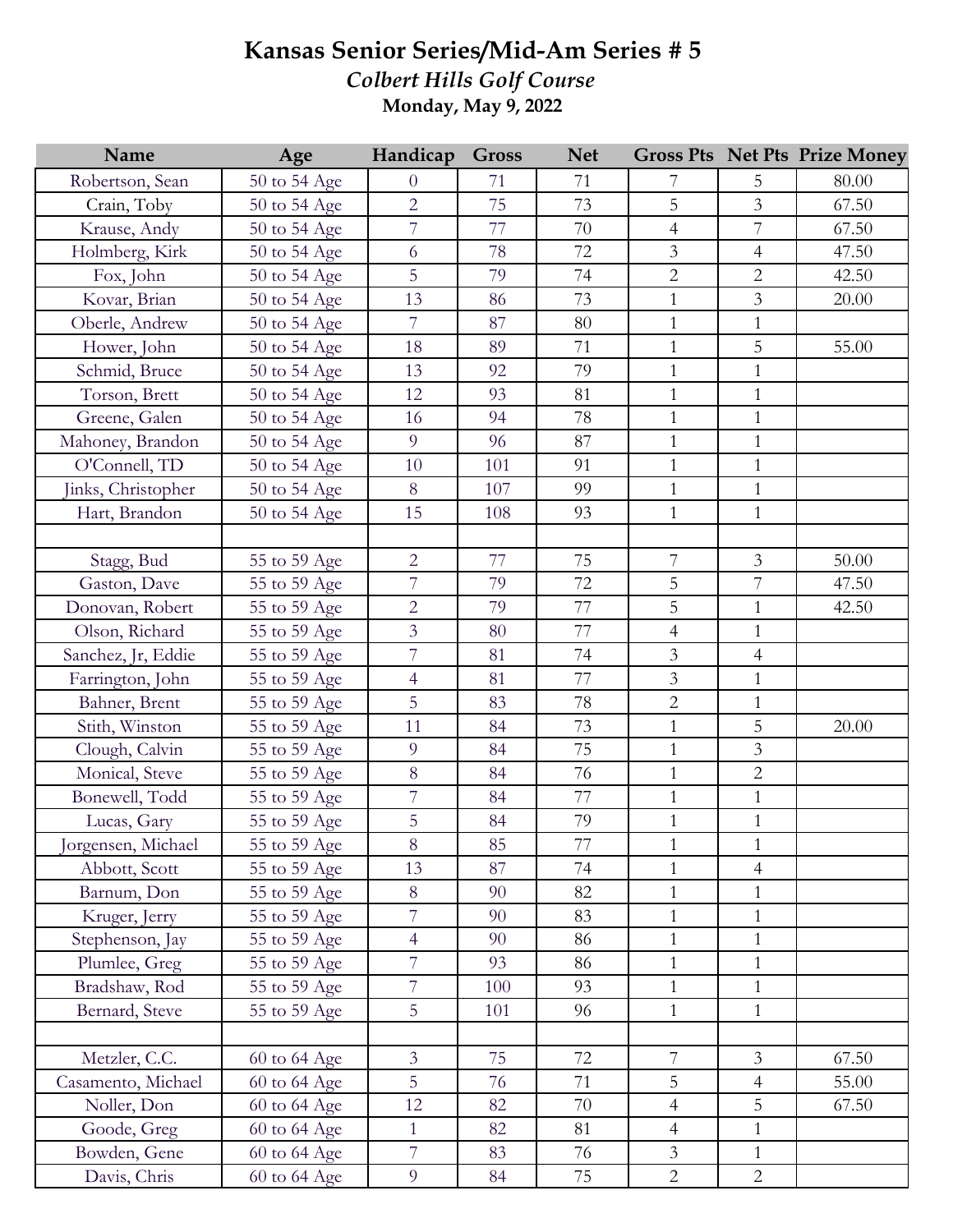# Kansas Senior Series/Mid-Am Series # 5

## *Colbert Hills Golf Course*

**Monday, May 9, 2022**

| Name | Age | Handicap | Gross | Net | Gross Pts | Net Pts | Prize Money |
|---|---|---|---|---|---|---|---|
| Robertson, Sean | 50 to 54 Age | 0 | 71 | 71 | 7 | 5 | 80.00 |
| Crain, Toby | 50 to 54 Age | 2 | 75 | 73 | 5 | 3 | 67.50 |
| Krause, Andy | 50 to 54 Age | 7 | 77 | 70 | 4 | 7 | 67.50 |
| Holmberg, Kirk | 50 to 54 Age | 6 | 78 | 72 | 3 | 4 | 47.50 |
| Fox, John | 50 to 54 Age | 5 | 79 | 74 | 2 | 2 | 42.50 |
| Kovar, Brian | 50 to 54 Age | 13 | 86 | 73 | 1 | 3 | 20.00 |
| Oberle, Andrew | 50 to 54 Age | 7 | 87 | 80 | 1 | 1 | |
| Hower, John | 50 to 54 Age | 18 | 89 | 71 | 1 | 5 | 55.00 |
| Schmid, Bruce | 50 to 54 Age | 13 | 92 | 79 | 1 | 1 | |
| Torson, Brett | 50 to 54 Age | 12 | 93 | 81 | 1 | 1 | |
| Greene, Galen | 50 to 54 Age | 16 | 94 | 78 | 1 | 1 | |
| Mahoney, Brandon | 50 to 54 Age | 9 | 96 | 87 | 1 | 1 | |
| O'Connell, TD | 50 to 54 Age | 10 | 101 | 91 | 1 | 1 | |
| Jinks, Christopher | 50 to 54 Age | 8 | 107 | 99 | 1 | 1 | |
| Hart, Brandon | 50 to 54 Age | 15 | 108 | 93 | 1 | 1 | |
| | | | | | | | |
| Stagg, Bud | 55 to 59 Age | 2 | 77 | 75 | 7 | 3 | 50.00 |
| Gaston, Dave | 55 to 59 Age | 7 | 79 | 72 | 5 | 7 | 47.50 |
| Donovan, Robert | 55 to 59 Age | 2 | 79 | 77 | 5 | 1 | 42.50 |
| Olson, Richard | 55 to 59 Age | 3 | 80 | 77 | 4 | 1 | |
| Sanchez, Jr, Eddie | 55 to 59 Age | 7 | 81 | 74 | 3 | 4 | |
| Farrington, John | 55 to 59 Age | 4 | 81 | 77 | 3 | 1 | |
| Bahner, Brent | 55 to 59 Age | 5 | 83 | 78 | 2 | 1 | |
| Stith, Winston | 55 to 59 Age | 11 | 84 | 73 | 1 | 5 | 20.00 |
| Clough, Calvin | 55 to 59 Age | 9 | 84 | 75 | 1 | 3 | |
| Monical, Steve | 55 to 59 Age | 8 | 84 | 76 | 1 | 2 | |
| Bonewell, Todd | 55 to 59 Age | 7 | 84 | 77 | 1 | 1 | |
| Lucas, Gary | 55 to 59 Age | 5 | 84 | 79 | 1 | 1 | |
| Jorgensen, Michael | 55 to 59 Age | 8 | 85 | 77 | 1 | 1 | |
| Abbott, Scott | 55 to 59 Age | 13 | 87 | 74 | 1 | 4 | |
| Barnum, Don | 55 to 59 Age | 8 | 90 | 82 | 1 | 1 | |
| Kruger, Jerry | 55 to 59 Age | 7 | 90 | 83 | 1 | 1 | |
| Stephenson, Jay | 55 to 59 Age | 4 | 90 | 86 | 1 | 1 | |
| Plumlee, Greg | 55 to 59 Age | 7 | 93 | 86 | 1 | 1 | |
| Bradshaw, Rod | 55 to 59 Age | 7 | 100 | 93 | 1 | 1 | |
| Bernard, Steve | 55 to 59 Age | 5 | 101 | 96 | 1 | 1 | |
| | | | | | | | |
| Metzler, C.C. | 60 to 64 Age | 3 | 75 | 72 | 7 | 3 | 67.50 |
| Casamento, Michael | 60 to 64 Age | 5 | 76 | 71 | 5 | 4 | 55.00 |
| Noller, Don | 60 to 64 Age | 12 | 82 | 70 | 4 | 5 | 67.50 |
| Goode, Greg | 60 to 64 Age | 1 | 82 | 81 | 4 | 1 | |
| Bowden, Gene | 60 to 64 Age | 7 | 83 | 76 | 3 | 1 | |
| Davis, Chris | 60 to 64 Age | 9 | 84 | 75 | 2 | 2 | |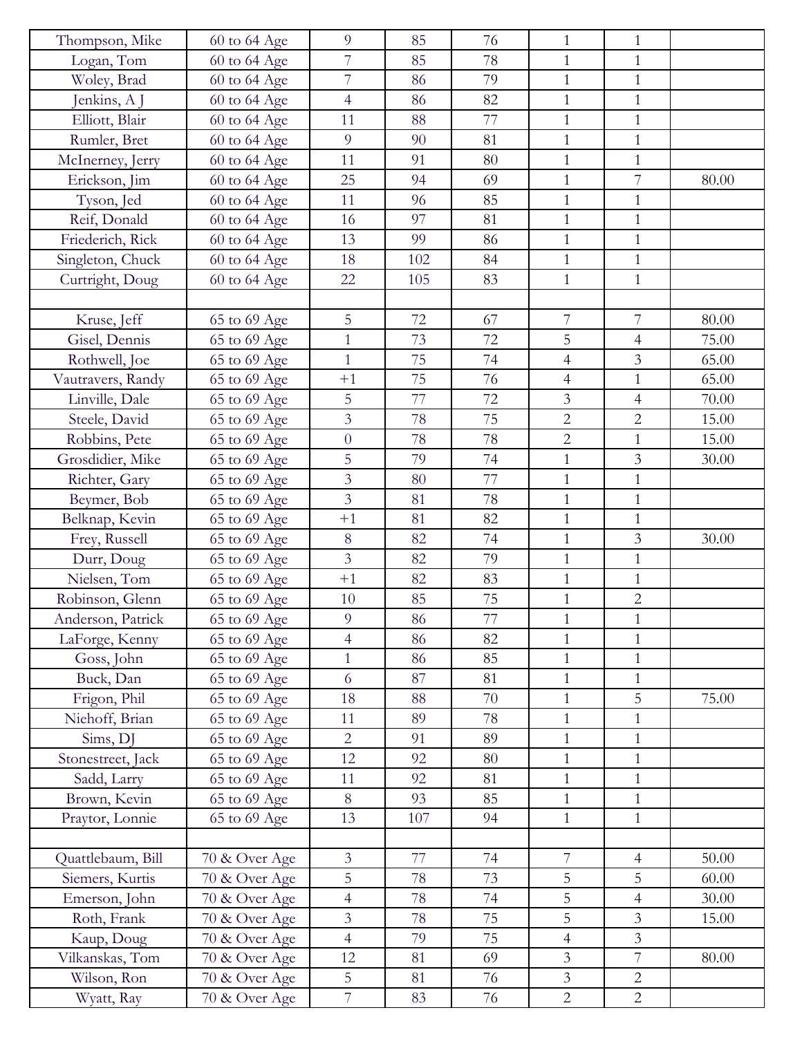| | | | | | | | |
|---|---|---|---|---|---|---|---|
| Thompson, Mike | 60 to 64 Age | 9 | 85 | 76 | 1 | 1 | |
| Logan, Tom | 60 to 64 Age | 7 | 85 | 78 | 1 | 1 | |
| Woley, Brad | 60 to 64 Age | 7 | 86 | 79 | 1 | 1 | |
| Jenkins, A J | 60 to 64 Age | 4 | 86 | 82 | 1 | 1 | |
| Elliott, Blair | 60 to 64 Age | 11 | 88 | 77 | 1 | 1 | |
| Rumler, Bret | 60 to 64 Age | 9 | 90 | 81 | 1 | 1 | |
| McInerney, Jerry | 60 to 64 Age | 11 | 91 | 80 | 1 | 1 | |
| Erickson, Jim | 60 to 64 Age | 25 | 94 | 69 | 1 | 7 | 80.00 |
| Tyson, Jed | 60 to 64 Age | 11 | 96 | 85 | 1 | 1 | |
| Reif, Donald | 60 to 64 Age | 16 | 97 | 81 | 1 | 1 | |
| Friederich, Rick | 60 to 64 Age | 13 | 99 | 86 | 1 | 1 | |
| Singleton, Chuck | 60 to 64 Age | 18 | 102 | 84 | 1 | 1 | |
| Curtright, Doug | 60 to 64 Age | 22 | 105 | 83 | 1 | 1 | |
| | | | | | | | |
| Kruse, Jeff | 65 to 69 Age | 5 | 72 | 67 | 7 | 7 | 80.00 |
| Gisel, Dennis | 65 to 69 Age | 1 | 73 | 72 | 5 | 4 | 75.00 |
| Rothwell, Joe | 65 to 69 Age | 1 | 75 | 74 | 4 | 3 | 65.00 |
| Vautravers, Randy | 65 to 69 Age | +1 | 75 | 76 | 4 | 1 | 65.00 |
| Linville, Dale | 65 to 69 Age | 5 | 77 | 72 | 3 | 4 | 70.00 |
| Steele, David | 65 to 69 Age | 3 | 78 | 75 | 2 | 2 | 15.00 |
| Robbins, Pete | 65 to 69 Age | 0 | 78 | 78 | 2 | 1 | 15.00 |
| Grosdidier, Mike | 65 to 69 Age | 5 | 79 | 74 | 1 | 3 | 30.00 |
| Richter, Gary | 65 to 69 Age | 3 | 80 | 77 | 1 | 1 | |
| Beymer, Bob | 65 to 69 Age | 3 | 81 | 78 | 1 | 1 | |
| Belknap, Kevin | 65 to 69 Age | +1 | 81 | 82 | 1 | 1 | |
| Frey, Russell | 65 to 69 Age | 8 | 82 | 74 | 1 | 3 | 30.00 |
| Durr, Doug | 65 to 69 Age | 3 | 82 | 79 | 1 | 1 | |
| Nielsen, Tom | 65 to 69 Age | +1 | 82 | 83 | 1 | 1 | |
| Robinson, Glenn | 65 to 69 Age | 10 | 85 | 75 | 1 | 2 | |
| Anderson, Patrick | 65 to 69 Age | 9 | 86 | 77 | 1 | 1 | |
| LaForge, Kenny | 65 to 69 Age | 4 | 86 | 82 | 1 | 1 | |
| Goss, John | 65 to 69 Age | 1 | 86 | 85 | 1 | 1 | |
| Buck, Dan | 65 to 69 Age | 6 | 87 | 81 | 1 | 1 | |
| Frigon, Phil | 65 to 69 Age | 18 | 88 | 70 | 1 | 5 | 75.00 |
| Niehoff, Brian | 65 to 69 Age | 11 | 89 | 78 | 1 | 1 | |
| Sims, DJ | 65 to 69 Age | 2 | 91 | 89 | 1 | 1 | |
| Stonestreet, Jack | 65 to 69 Age | 12 | 92 | 80 | 1 | 1 | |
| Sadd, Larry | 65 to 69 Age | 11 | 92 | 81 | 1 | 1 | |
| Brown, Kevin | 65 to 69 Age | 8 | 93 | 85 | 1 | 1 | |
| Praytor, Lonnie | 65 to 69 Age | 13 | 107 | 94 | 1 | 1 | |
| | | | | | | | |
| Quattlebaum, Bill | 70 & Over Age | 3 | 77 | 74 | 7 | 4 | 50.00 |
| Siemers, Kurtis | 70 & Over Age | 5 | 78 | 73 | 5 | 5 | 60.00 |
| Emerson, John | 70 & Over Age | 4 | 78 | 74 | 5 | 4 | 30.00 |
| Roth, Frank | 70 & Over Age | 3 | 78 | 75 | 5 | 3 | 15.00 |
| Kaup, Doug | 70 & Over Age | 4 | 79 | 75 | 4 | 3 | |
| Vilkanskas, Tom | 70 & Over Age | 12 | 81 | 69 | 3 | 7 | 80.00 |
| Wilson, Ron | 70 & Over Age | 5 | 81 | 76 | 3 | 2 | |
| Wyatt, Ray | 70 & Over Age | 7 | 83 | 76 | 2 | 2 | |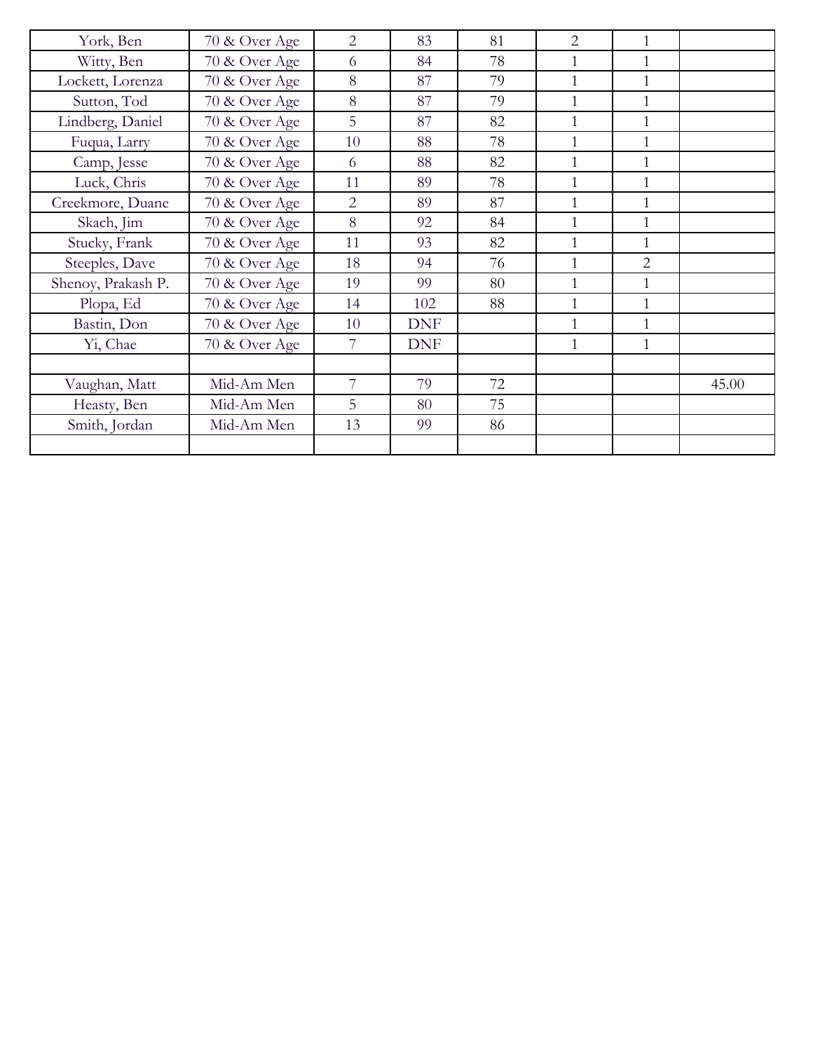| | | | | | | | |
|---|---|---|---|---|---|---|---|
| York, Ben | 70 & Over Age | 2 | 83 | 81 | 2 | 1 | |
| Witty, Ben | 70 & Over Age | 6 | 84 | 78 | 1 | 1 | |
| Lockett, Lorenza | 70 & Over Age | 8 | 87 | 79 | 1 | 1 | |
| Sutton, Tod | 70 & Over Age | 8 | 87 | 79 | 1 | 1 | |
| Lindberg, Daniel | 70 & Over Age | 5 | 87 | 82 | 1 | 1 | |
| Fuqua, Larry | 70 & Over Age | 10 | 88 | 78 | 1 | 1 | |
| Camp, Jesse | 70 & Over Age | 6 | 88 | 82 | 1 | 1 | |
| Luck, Chris | 70 & Over Age | 11 | 89 | 78 | 1 | 1 | |
| Creekmore, Duane | 70 & Over Age | 2 | 89 | 87 | 1 | 1 | |
| Skach, Jim | 70 & Over Age | 8 | 92 | 84 | 1 | 1 | |
| Stucky, Frank | 70 & Over Age | 11 | 93 | 82 | 1 | 1 | |
| Steeples, Dave | 70 & Over Age | 18 | 94 | 76 | 1 | 2 | |
| Shenoy, Prakash P. | 70 & Over Age | 19 | 99 | 80 | 1 | 1 | |
| Plopa, Ed | 70 & Over Age | 14 | 102 | 88 | 1 | 1 | |
| Bastin, Don | 70 & Over Age | 10 | DNF | | 1 | 1 | |
| Yi, Chae | 70 & Over Age | 7 | DNF | | 1 | 1 | |
| | | | | | | | |
| Vaughan, Matt | Mid-Am Men | 7 | 79 | 72 | | | 45.00 |
| Heasty, Ben | Mid-Am Men | 5 | 80 | 75 | | | |
| Smith, Jordan | Mid-Am Men | 13 | 99 | 86 | | | |
| | | | | | | | |